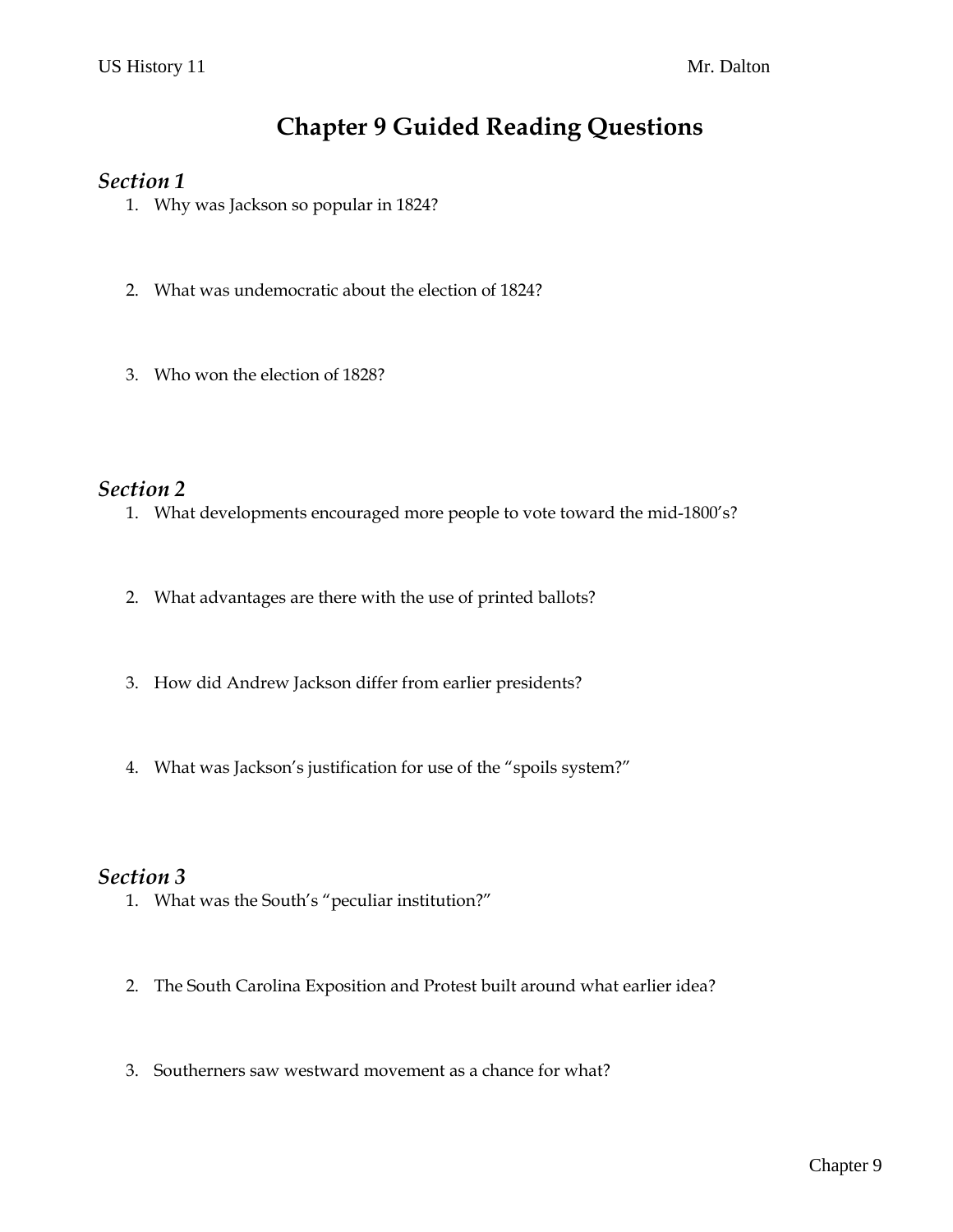# Chapter 9 Guided Reading Questions

### *Section 1*

1. Why was Jackson so popular in 1824?

2. What was undemocratic about the election of 1824?

3. Who won the election of 1828?

### *Section 2*

1. What developments encouraged more people to vote toward the mid-1800's?

2. What advantages are there with the use of printed ballots?

3. How did Andrew Jackson differ from earlier presidents?

4. What was Jackson's justification for use of the "spoils system?"

### *Section 3*

1. What was the South's "peculiar institution?"

2. The South Carolina Exposition and Protest built around what earlier idea?

3. Southerners saw westward movement as a chance for what?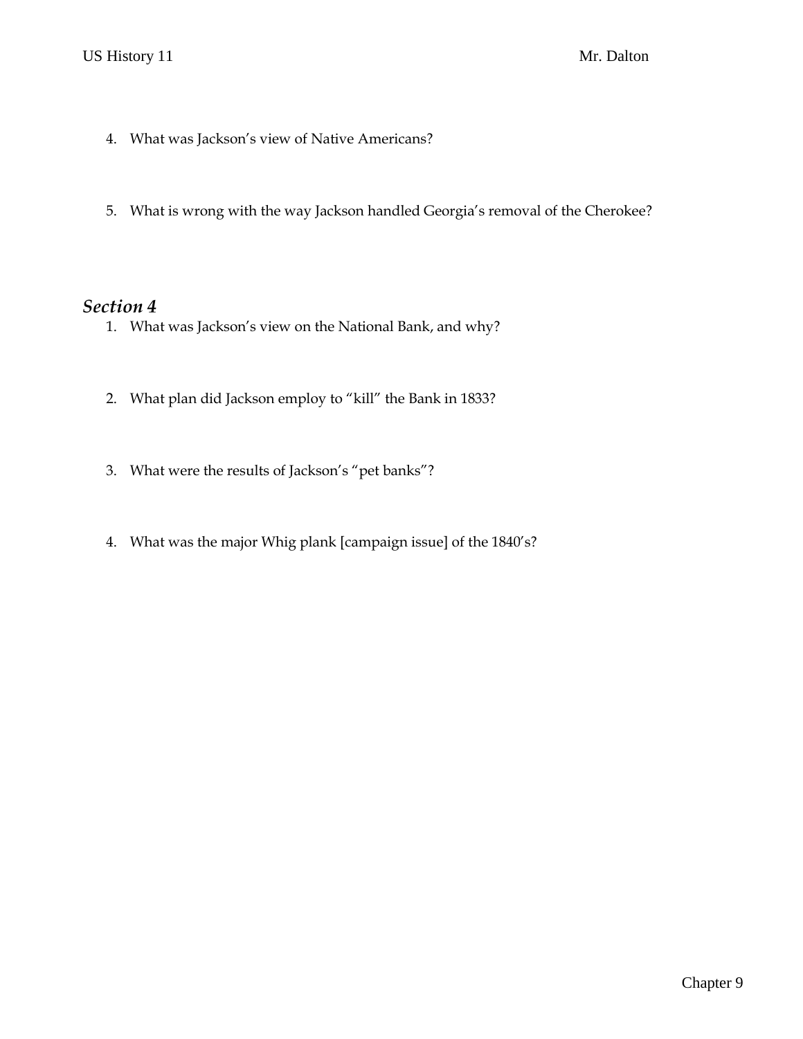4. What was Jackson's view of Native Americans?

5. What is wrong with the way Jackson handled Georgia's removal of the Cherokee?

## *Section 4*

1. What was Jackson's view on the National Bank, and why?

2. What plan did Jackson employ to "kill" the Bank in 1833?

3. What were the results of Jackson's "pet banks"?

4. What was the major Whig plank [campaign issue] of the 1840's?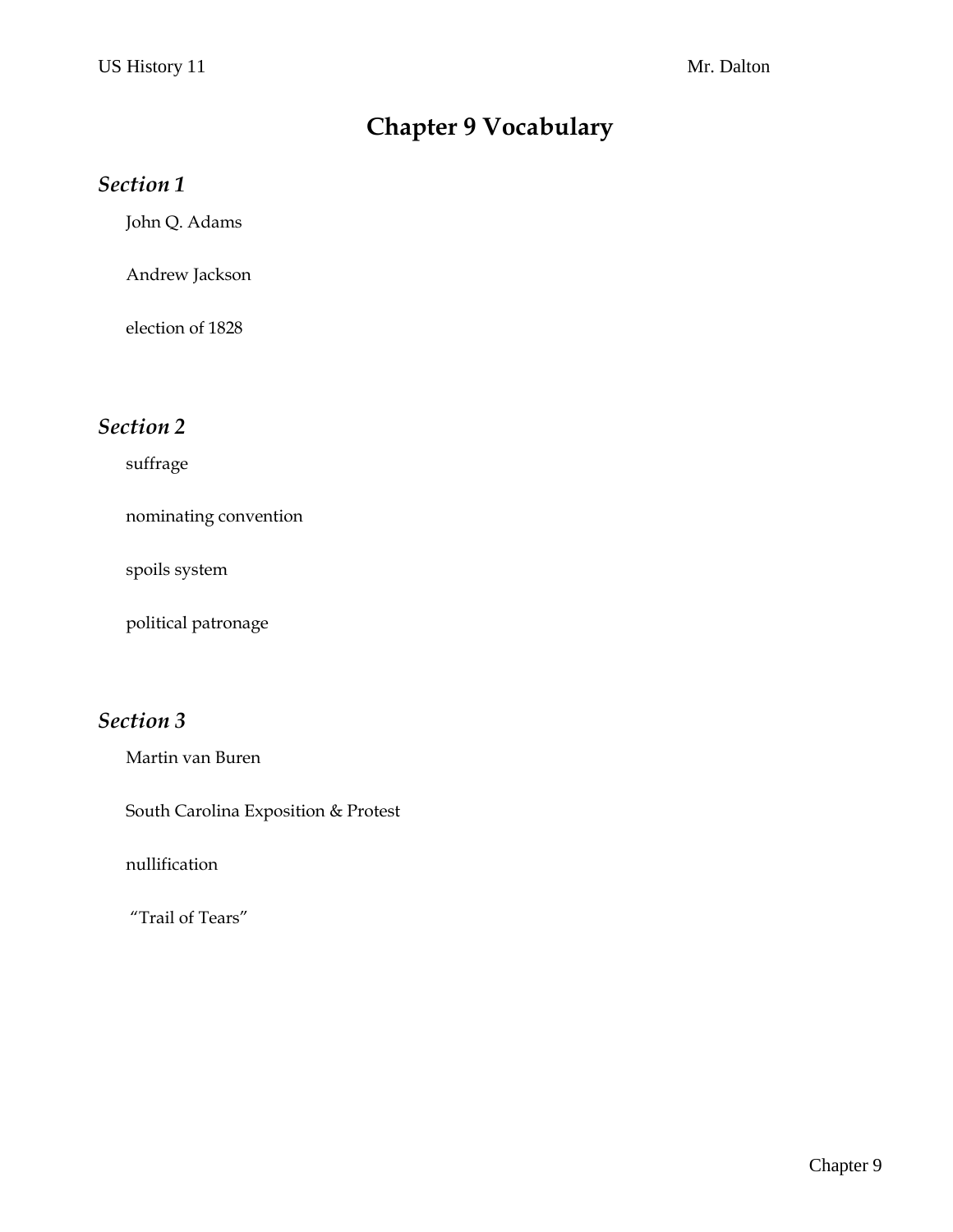# Chapter 9 Vocabulary

### *Section 1*

John Q. Adams

Andrew Jackson

election of 1828

### *Section 2*

suffrage

nominating convention

spoils system

political patronage

### *Section 3*

Martin van Buren

South Carolina Exposition & Protest

nullification

"Trail of Tears"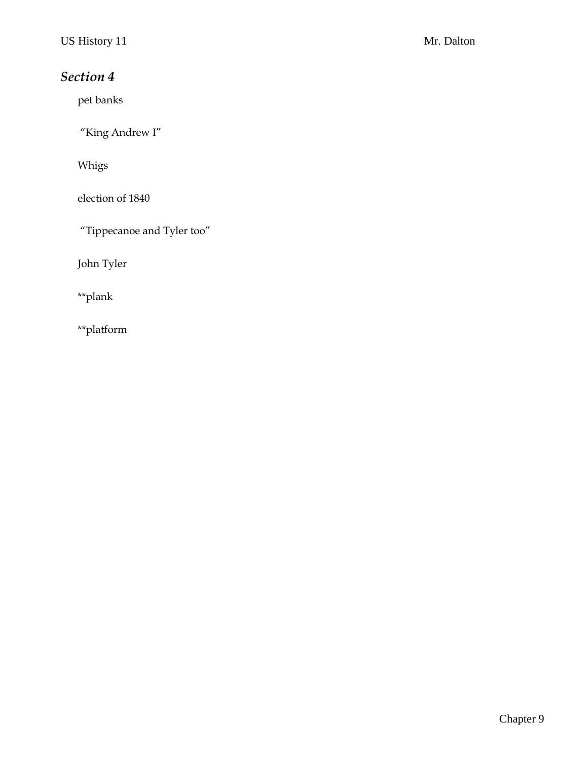## *Section 4*

pet banks

"King Andrew I"

Whigs

election of 1840

"Tippecanoe and Tyler too"

John Tyler

**plank

**platform